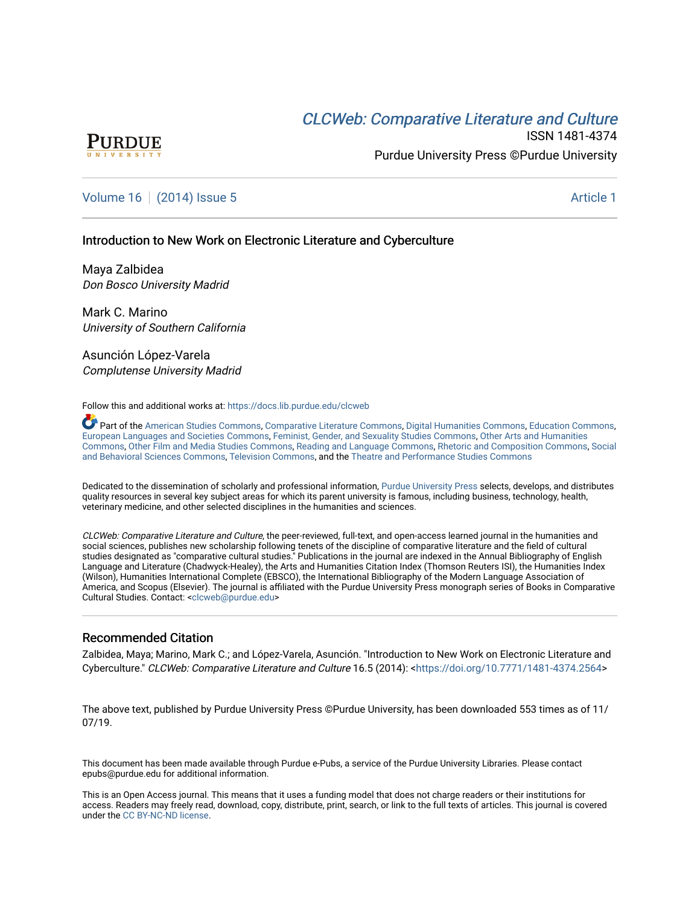# CLCWeb: Comparative Literature and Culture

ISSN 1481-4374

Purdue University Press ©Purdue University

Volume 16 | (2014) Issue 5 Article 1

## Introduction to New Work on Electronic Literature and Cyberculture

Maya Zalbidea
*Don Bosco University Madrid*

Mark C. Marino
*University of Southern California*

Asunción López-Varela
*Complutense University Madrid*

Follow this and additional works at: https://docs.lib.purdue.edu/clcweb

Part of the American Studies Commons, Comparative Literature Commons, Digital Humanities Commons, Education Commons, European Languages and Societies Commons, Feminist, Gender, and Sexuality Studies Commons, Other Arts and Humanities Commons, Other Film and Media Studies Commons, Reading and Language Commons, Rhetoric and Composition Commons, Social and Behavioral Sciences Commons, Television Commons, and the Theatre and Performance Studies Commons

Dedicated to the dissemination of scholarly and professional information, Purdue University Press selects, develops, and distributes quality resources in several key subject areas for which its parent university is famous, including business, technology, health, veterinary medicine, and other selected disciplines in the humanities and sciences.

*CLCWeb: Comparative Literature and Culture*, the peer-reviewed, full-text, and open-access learned journal in the humanities and social sciences, publishes new scholarship following tenets of the discipline of comparative literature and the field of cultural studies designated as "comparative cultural studies." Publications in the journal are indexed in the Annual Bibliography of English Language and Literature (Chadwyck-Healey), the Arts and Humanities Citation Index (Thomson Reuters ISI), the Humanities Index (Wilson), Humanities International Complete (EBSCO), the International Bibliography of the Modern Language Association of America, and Scopus (Elsevier). The journal is affiliated with the Purdue University Press monograph series of Books in Comparative Cultural Studies. Contact: <clcweb@purdue.edu>

## Recommended Citation

Zalbidea, Maya; Marino, Mark C.; and López-Varela, Asunción. "Introduction to New Work on Electronic Literature and Cyberculture." *CLCWeb: Comparative Literature and Culture* 16.5 (2014): <https://doi.org/10.7771/1481-4374.2564>

The above text, published by Purdue University Press ©Purdue University, has been downloaded 553 times as of 11/07/19.

This document has been made available through Purdue e-Pubs, a service of the Purdue University Libraries. Please contact epubs@purdue.edu for additional information.

This is an Open Access journal. This means that it uses a funding model that does not charge readers or their institutions for access. Readers may freely read, download, copy, distribute, print, search, or link to the full texts of articles. This journal is covered under the CC BY-NC-ND license.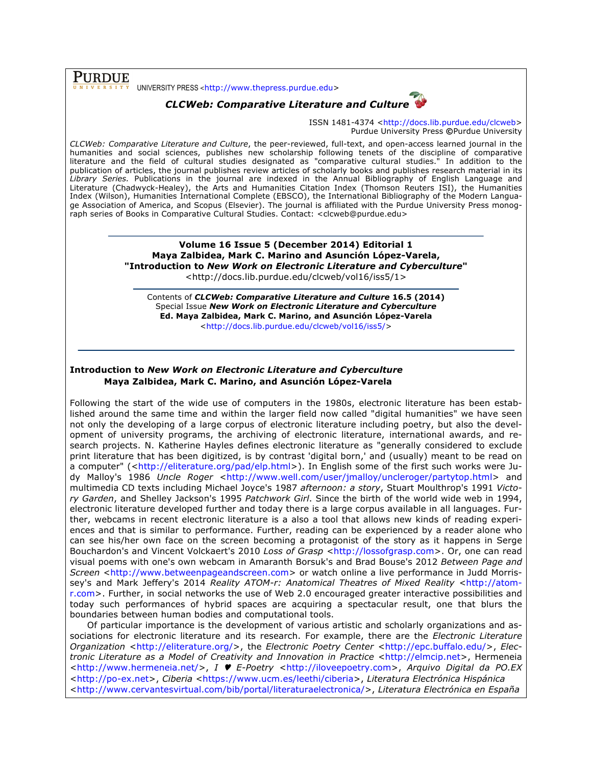**PURDUE** UNIVERSITY PRESS <http://www.thepress.purdue.edu>

***CLCWeb: Comparative Literature and Culture***

ISSN 1481-4374 <http://docs.lib.purdue.edu/clcweb>
Purdue University Press ©Purdue University

*CLCWeb: Comparative Literature and Culture*, the peer-reviewed, full-text, and open-access learned journal in the humanities and social sciences, publishes new scholarship following tenets of the discipline of comparative literature and the field of cultural studies designated as "comparative cultural studies." In addition to the publication of articles, the journal publishes review articles of scholarly books and publishes research material in its *Library Series.* Publications in the journal are indexed in the Annual Bibliography of English Language and Literature (Chadwyck-Healey), the Arts and Humanities Citation Index (Thomson Reuters ISI), the Humanities Index (Wilson), Humanities International Complete (EBSCO), the International Bibliography of the Modern Language Association of America, and Scopus (Elsevier). The journal is affiliated with the Purdue University Press monograph series of Books in Comparative Cultural Studies. Contact: <clcweb@purdue.edu>

---

**Volume 16 Issue 5 (December 2014) Editorial 1**
**Maya Zalbidea, Mark C. Marino and Asunción López-Varela,**
**"Introduction to *New Work on Electronic Literature and Cyberculture*"**
<http://docs.lib.purdue.edu/clcweb/vol16/iss5/1>

---

Contents of ***CLCWeb: Comparative Literature and Culture* 16.5 (2014)**
Special Issue ***New Work on Electronic Literature and Cyberculture***
**Ed. Maya Zalbidea, Mark C. Marino, and Asunción López-Varela**
<http://docs.lib.purdue.edu/clcweb/vol16/iss5/>

---

## Introduction to *New Work on Electronic Literature and Cyberculture*

**Maya Zalbidea, Mark C. Marino, and Asunción López-Varela**

Following the start of the wide use of computers in the 1980s, electronic literature has been established around the same time and within the larger field now called "digital humanities" we have seen not only the developing of a large corpus of electronic literature including poetry, but also the development of university programs, the archiving of electronic literature, international awards, and research projects. N. Katherine Hayles defines electronic literature as "generally considered to exclude print literature that has been digitized, is by contrast 'digital born,' and (usually) meant to be read on a computer" (<http://eliterature.org/pad/elp.html>). In English some of the first such works were Judy Malloy's 1986 *Uncle Roger* <http://www.well.com/user/jmalloy/uncleroger/partytop.html> and multimedia CD texts including Michael Joyce's 1987 *afternoon: a story*, Stuart Moulthrop's 1991 *Victory Garden*, and Shelley Jackson's 1995 *Patchwork Girl*. Since the birth of the world wide web in 1994, electronic literature developed further and today there is a large corpus available in all languages. Further, webcams in recent electronic literature is a also a tool that allows new kinds of reading experiences and that is similar to performance. Further, reading can be experienced by a reader alone who can see his/her own face on the screen becoming a protagonist of the story as it happens in Serge Bouchardon's and Vincent Volckaert's 2010 *Loss of Grasp* <http://lossofgrasp.com>. Or, one can read visual poems with one's own webcam in Amaranth Borsuk's and Brad Bouse's 2012 *Between Page and Screen* <http://www.betweenpageandscreen.com> or watch online a live performance in Judd Morrissey's and Mark Jeffery's 2014 *Reality ATOM-r: Anatomical Theatres of Mixed Reality* <http://atom-r.com>. Further, in social networks the use of Web 2.0 encouraged greater interactive possibilities and today such performances of hybrid spaces are acquiring a spectacular result, one that blurs the boundaries between human bodies and computational tools.

Of particular importance is the development of various artistic and scholarly organizations and associations for electronic literature and its research. For example, there are the *Electronic Literature Organization* <http://eliterature.org/>, the *Electronic Poetry Center* <http://epc.buffalo.edu/>, *Electronic Literature as a Model of Creativity and Innovation in Practice* <http://elmcip.net>, Hermeneia <http://www.hermeneia.net/>, *I ♥ E-Poetry* <http://iloveepoetry.com>, *Arquivo Digital da PO.EX* <http://po-ex.net>, *Ciberia* <https://www.ucm.es/leethi/ciberia>, *Literatura Electrónica Hispánica* <http://www.cervantesvirtual.com/bib/portal/literaturaelectronica/>, *Literatura Electrónica en España*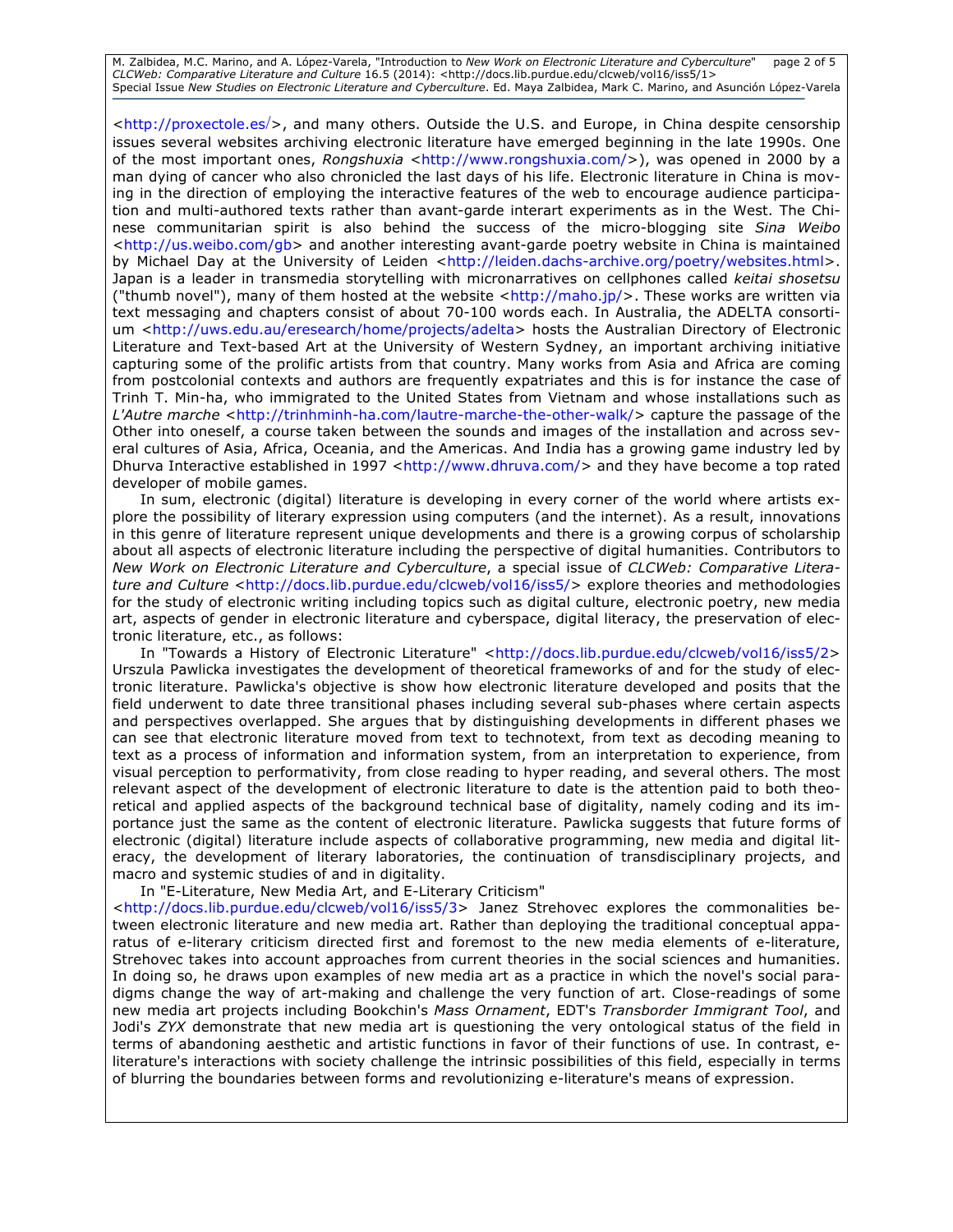<http://proxectole.es/>, and many others. Outside the U.S. and Europe, in China despite censorship issues several websites archiving electronic literature have emerged beginning in the late 1990s. One of the most important ones, *Rongshuxia* <http://www.rongshuxia.com/>), was opened in 2000 by a man dying of cancer who also chronicled the last days of his life. Electronic literature in China is moving in the direction of employing the interactive features of the web to encourage audience participation and multi-authored texts rather than avant-garde interart experiments as in the West. The Chinese communitarian spirit is also behind the success of the micro-blogging site *Sina Weibo* <http://us.weibo.com/gb> and another interesting avant-garde poetry website in China is maintained by Michael Day at the University of Leiden <http://leiden.dachs-archive.org/poetry/websites.html>. Japan is a leader in transmedia storytelling with micronarratives on cellphones called *keitai shosetsu* ("thumb novel"), many of them hosted at the website <http://maho.jp/>. These works are written via text messaging and chapters consist of about 70-100 words each. In Australia, the ADELTA consortium <http://uws.edu.au/eresearch/home/projects/adelta> hosts the Australian Directory of Electronic Literature and Text-based Art at the University of Western Sydney, an important archiving initiative capturing some of the prolific artists from that country. Many works from Asia and Africa are coming from postcolonial contexts and authors are frequently expatriates and this is for instance the case of Trinh T. Min-ha, who immigrated to the United States from Vietnam and whose installations such as *L'Autre marche* <http://trinhminh-ha.com/lautre-marche-the-other-walk/> capture the passage of the Other into oneself, a course taken between the sounds and images of the installation and across several cultures of Asia, Africa, Oceania, and the Americas. And India has a growing game industry led by Dhurva Interactive established in 1997 <http://www.dhruva.com/> and they have become a top rated developer of mobile games.

In sum, electronic (digital) literature is developing in every corner of the world where artists explore the possibility of literary expression using computers (and the internet). As a result, innovations in this genre of literature represent unique developments and there is a growing corpus of scholarship about all aspects of electronic literature including the perspective of digital humanities. Contributors to *New Work on Electronic Literature and Cyberculture*, a special issue of *CLCWeb: Comparative Literature and Culture* <http://docs.lib.purdue.edu/clcweb/vol16/iss5/> explore theories and methodologies for the study of electronic writing including topics such as digital culture, electronic poetry, new media art, aspects of gender in electronic literature and cyberspace, digital literacy, the preservation of electronic literature, etc., as follows:

In "Towards a History of Electronic Literature" <http://docs.lib.purdue.edu/clcweb/vol16/iss5/2> Urszula Pawlicka investigates the development of theoretical frameworks of and for the study of electronic literature. Pawlicka's objective is show how electronic literature developed and posits that the field underwent to date three transitional phases including several sub-phases where certain aspects and perspectives overlapped. She argues that by distinguishing developments in different phases we can see that electronic literature moved from text to technotext, from text as decoding meaning to text as a process of information and information system, from an interpretation to experience, from visual perception to performativity, from close reading to hyper reading, and several others. The most relevant aspect of the development of electronic literature to date is the attention paid to both theoretical and applied aspects of the background technical base of digitality, namely coding and its importance just the same as the content of electronic literature. Pawlicka suggests that future forms of electronic (digital) literature include aspects of collaborative programming, new media and digital literacy, the development of literary laboratories, the continuation of transdisciplinary projects, and macro and systemic studies of and in digitality.

In "E-Literature, New Media Art, and E-Literary Criticism" <http://docs.lib.purdue.edu/clcweb/vol16/iss5/3> Janez Strehovec explores the commonalities between electronic literature and new media art. Rather than deploying the traditional conceptual apparatus of e-literary criticism directed first and foremost to the new media elements of e-literature, Strehovec takes into account approaches from current theories in the social sciences and humanities. In doing so, he draws upon examples of new media art as a practice in which the novel's social paradigms change the way of art-making and challenge the very function of art. Close-readings of some new media art projects including Bookchin's *Mass Ornament*, EDT's *Transborder Immigrant Tool*, and Jodi's *ZYX* demonstrate that new media art is questioning the very ontological status of the field in terms of abandoning aesthetic and artistic functions in favor of their functions of use. In contrast, e-literature's interactions with society challenge the intrinsic possibilities of this field, especially in terms of blurring the boundaries between forms and revolutionizing e-literature's means of expression.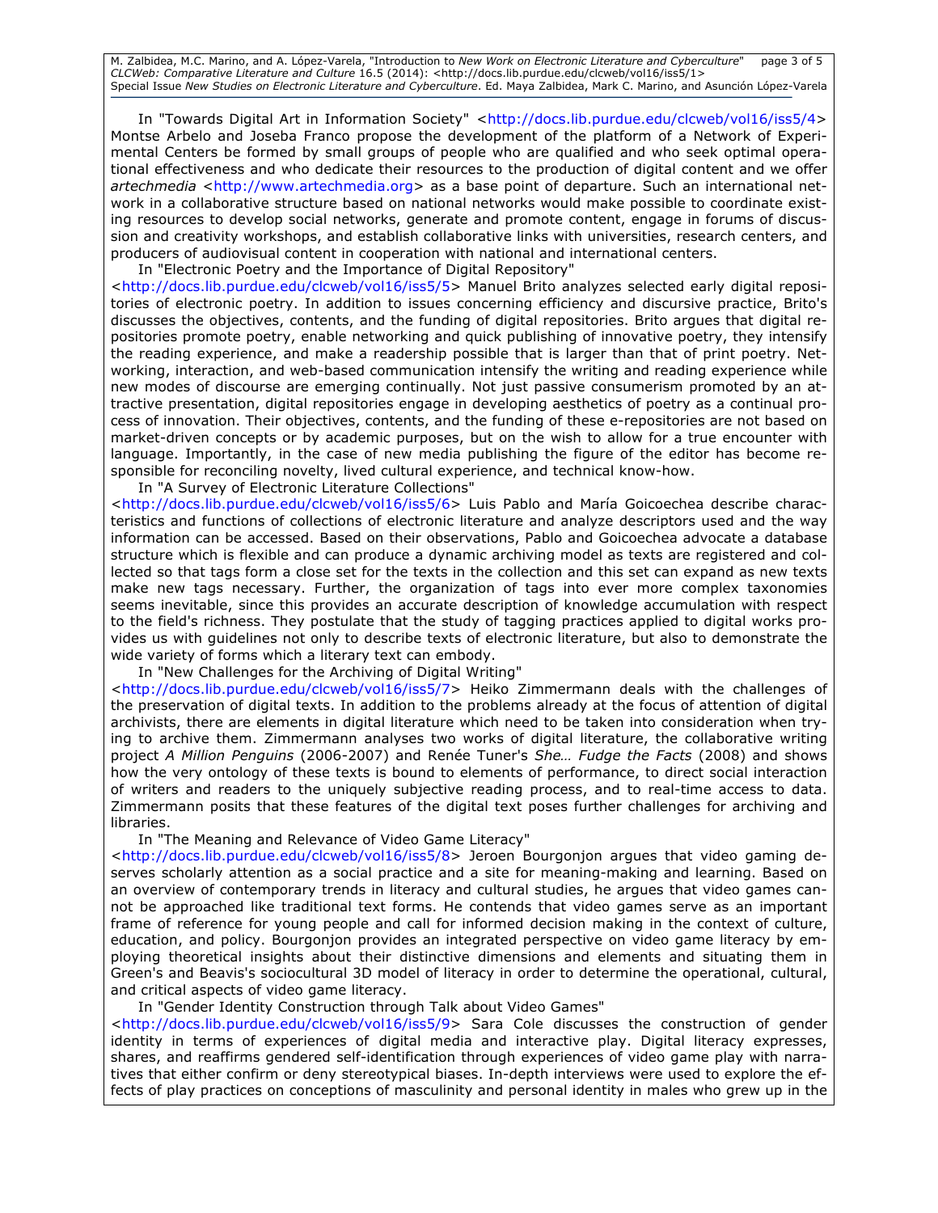In "Towards Digital Art in Information Society" <http://docs.lib.purdue.edu/clcweb/vol16/iss5/4> Montse Arbelo and Joseba Franco propose the development of the platform of a Network of Experimental Centers be formed by small groups of people who are qualified and who seek optimal operational effectiveness and who dedicate their resources to the production of digital content and we offer *artechmedia* <http://www.artechmedia.org> as a base point of departure. Such an international network in a collaborative structure based on national networks would make possible to coordinate existing resources to develop social networks, generate and promote content, engage in forums of discussion and creativity workshops, and establish collaborative links with universities, research centers, and producers of audiovisual content in cooperation with national and international centers.

In "Electronic Poetry and the Importance of Digital Repository" <http://docs.lib.purdue.edu/clcweb/vol16/iss5/5> Manuel Brito analyzes selected early digital repositories of electronic poetry. In addition to issues concerning efficiency and discursive practice, Brito's discusses the objectives, contents, and the funding of digital repositories. Brito argues that digital repositories promote poetry, enable networking and quick publishing of innovative poetry, they intensify the reading experience, and make a readership possible that is larger than that of print poetry. Networking, interaction, and web-based communication intensify the writing and reading experience while new modes of discourse are emerging continually. Not just passive consumerism promoted by an attractive presentation, digital repositories engage in developing aesthetics of poetry as a continual process of innovation. Their objectives, contents, and the funding of these e-repositories are not based on market-driven concepts or by academic purposes, but on the wish to allow for a true encounter with language. Importantly, in the case of new media publishing the figure of the editor has become responsible for reconciling novelty, lived cultural experience, and technical know-how.

In "A Survey of Electronic Literature Collections" <http://docs.lib.purdue.edu/clcweb/vol16/iss5/6> Luis Pablo and María Goicoechea describe characteristics and functions of collections of electronic literature and analyze descriptors used and the way information can be accessed. Based on their observations, Pablo and Goicoechea advocate a database structure which is flexible and can produce a dynamic archiving model as texts are registered and collected so that tags form a close set for the texts in the collection and this set can expand as new texts make new tags necessary. Further, the organization of tags into ever more complex taxonomies seems inevitable, since this provides an accurate description of knowledge accumulation with respect to the field's richness. They postulate that the study of tagging practices applied to digital works provides us with guidelines not only to describe texts of electronic literature, but also to demonstrate the wide variety of forms which a literary text can embody.

In "New Challenges for the Archiving of Digital Writing" <http://docs.lib.purdue.edu/clcweb/vol16/iss5/7> Heiko Zimmermann deals with the challenges of the preservation of digital texts. In addition to the problems already at the focus of attention of digital archivists, there are elements in digital literature which need to be taken into consideration when trying to archive them. Zimmermann analyses two works of digital literature, the collaborative writing project *A Million Penguins* (2006-2007) and Renée Tuner's *She… Fudge the Facts* (2008) and shows how the very ontology of these texts is bound to elements of performance, to direct social interaction of writers and readers to the uniquely subjective reading process, and to real-time access to data. Zimmermann posits that these features of the digital text poses further challenges for archiving and libraries.

In "The Meaning and Relevance of Video Game Literacy" <http://docs.lib.purdue.edu/clcweb/vol16/iss5/8> Jeroen Bourgonjon argues that video gaming deserves scholarly attention as a social practice and a site for meaning-making and learning. Based on an overview of contemporary trends in literacy and cultural studies, he argues that video games cannot be approached like traditional text forms. He contends that video games serve as an important frame of reference for young people and call for informed decision making in the context of culture, education, and policy. Bourgonjon provides an integrated perspective on video game literacy by employing theoretical insights about their distinctive dimensions and elements and situating them in Green's and Beavis's sociocultural 3D model of literacy in order to determine the operational, cultural, and critical aspects of video game literacy.

In "Gender Identity Construction through Talk about Video Games" <http://docs.lib.purdue.edu/clcweb/vol16/iss5/9> Sara Cole discusses the construction of gender identity in terms of experiences of digital media and interactive play. Digital literacy expresses, shares, and reaffirms gendered self-identification through experiences of video game play with narratives that either confirm or deny stereotypical biases. In-depth interviews were used to explore the effects of play practices on conceptions of masculinity and personal identity in males who grew up in the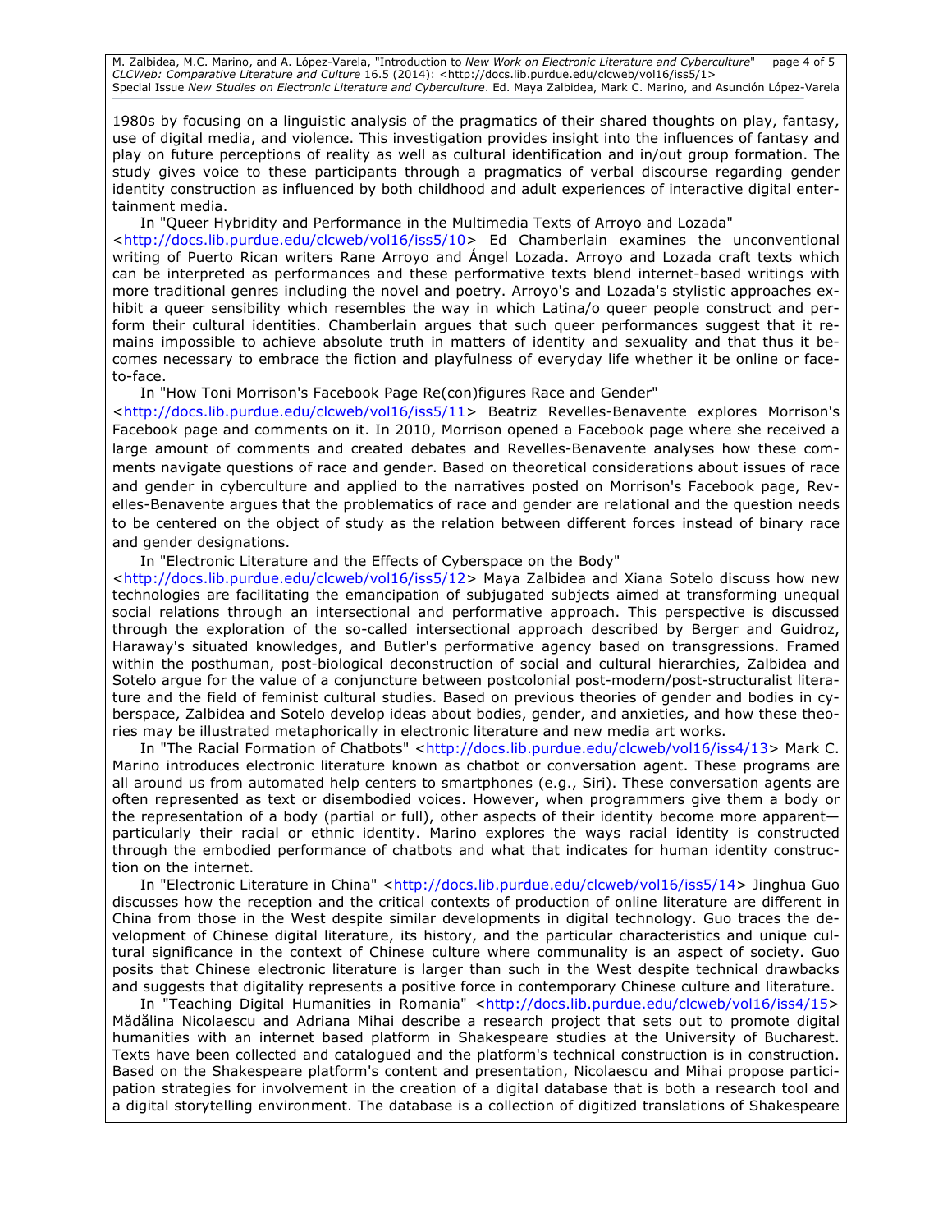1980s by focusing on a linguistic analysis of the pragmatics of their shared thoughts on play, fantasy, use of digital media, and violence. This investigation provides insight into the influences of fantasy and play on future perceptions of reality as well as cultural identification and in/out group formation. The study gives voice to these participants through a pragmatics of verbal discourse regarding gender identity construction as influenced by both childhood and adult experiences of interactive digital entertainment media.

In "Queer Hybridity and Performance in the Multimedia Texts of Arroyo and Lozada" <http://docs.lib.purdue.edu/clcweb/vol16/iss5/10> Ed Chamberlain examines the unconventional writing of Puerto Rican writers Rane Arroyo and Ángel Lozada. Arroyo and Lozada craft texts which can be interpreted as performances and these performative texts blend internet-based writings with more traditional genres including the novel and poetry. Arroyo's and Lozada's stylistic approaches exhibit a queer sensibility which resembles the way in which Latina/o queer people construct and perform their cultural identities. Chamberlain argues that such queer performances suggest that it remains impossible to achieve absolute truth in matters of identity and sexuality and that thus it becomes necessary to embrace the fiction and playfulness of everyday life whether it be online or face-to-face.

In "How Toni Morrison's Facebook Page Re(con)figures Race and Gender" <http://docs.lib.purdue.edu/clcweb/vol16/iss5/11> Beatriz Revelles-Benavente explores Morrison's Facebook page and comments on it. In 2010, Morrison opened a Facebook page where she received a large amount of comments and created debates and Revelles-Benavente analyses how these comments navigate questions of race and gender. Based on theoretical considerations about issues of race and gender in cyberculture and applied to the narratives posted on Morrison's Facebook page, Revelles-Benavente argues that the problematics of race and gender are relational and the question needs to be centered on the object of study as the relation between different forces instead of binary race and gender designations.

In "Electronic Literature and the Effects of Cyberspace on the Body" <http://docs.lib.purdue.edu/clcweb/vol16/iss5/12> Maya Zalbidea and Xiana Sotelo discuss how new technologies are facilitating the emancipation of subjugated subjects aimed at transforming unequal social relations through an intersectional and performative approach. This perspective is discussed through the exploration of the so-called intersectional approach described by Berger and Guidroz, Haraway's situated knowledges, and Butler's performative agency based on transgressions. Framed within the posthuman, post-biological deconstruction of social and cultural hierarchies, Zalbidea and Sotelo argue for the value of a conjuncture between postcolonial post-modern/post-structuralist literature and the field of feminist cultural studies. Based on previous theories of gender and bodies in cyberspace, Zalbidea and Sotelo develop ideas about bodies, gender, and anxieties, and how these theories may be illustrated metaphorically in electronic literature and new media art works.

In "The Racial Formation of Chatbots" <http://docs.lib.purdue.edu/clcweb/vol16/iss4/13> Mark C. Marino introduces electronic literature known as chatbot or conversation agent. These programs are all around us from automated help centers to smartphones (e.g., Siri). These conversation agents are often represented as text or disembodied voices. However, when programmers give them a body or the representation of a body (partial or full), other aspects of their identity become more apparent—particularly their racial or ethnic identity. Marino explores the ways racial identity is constructed through the embodied performance of chatbots and what that indicates for human identity construction on the internet.

In "Electronic Literature in China" <http://docs.lib.purdue.edu/clcweb/vol16/iss5/14> Jinghua Guo discusses how the reception and the critical contexts of production of online literature are different in China from those in the West despite similar developments in digital technology. Guo traces the development of Chinese digital literature, its history, and the particular characteristics and unique cultural significance in the context of Chinese culture where communality is an aspect of society. Guo posits that Chinese electronic literature is larger than such in the West despite technical drawbacks and suggests that digitality represents a positive force in contemporary Chinese culture and literature.

In "Teaching Digital Humanities in Romania" <http://docs.lib.purdue.edu/clcweb/vol16/iss4/15> Mădălina Nicolaescu and Adriana Mihai describe a research project that sets out to promote digital humanities with an internet based platform in Shakespeare studies at the University of Bucharest. Texts have been collected and catalogued and the platform's technical construction is in construction. Based on the Shakespeare platform's content and presentation, Nicolaescu and Mihai propose participation strategies for involvement in the creation of a digital database that is both a research tool and a digital storytelling environment. The database is a collection of digitized translations of Shakespeare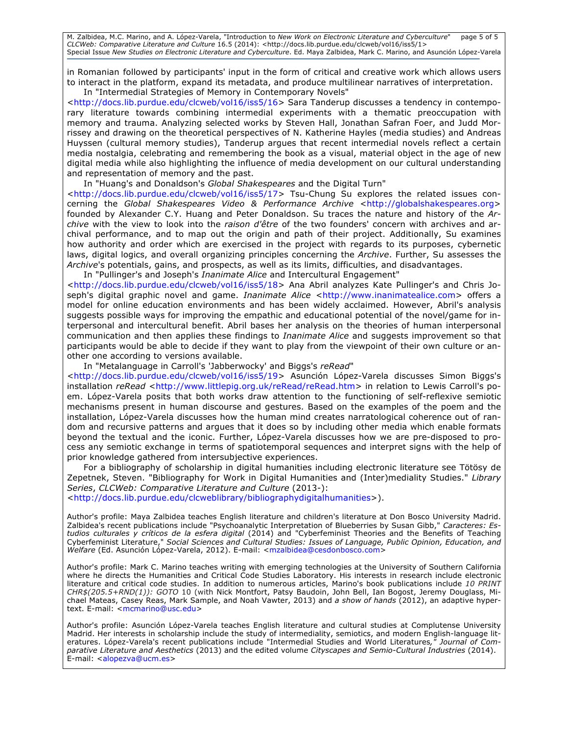in Romanian followed by participants' input in the form of critical and creative work which allows users to interact in the platform, expand its metadata, and produce multilinear narratives of interpretation.

In "Intermedial Strategies of Memory in Contemporary Novels" <http://docs.lib.purdue.edu/clcweb/vol16/iss5/16> Sara Tanderup discusses a tendency in contemporary literature towards combining intermedial experiments with a thematic preoccupation with memory and trauma. Analyzing selected works by Steven Hall, Jonathan Safran Foer, and Judd Morrissey and drawing on the theoretical perspectives of N. Katherine Hayles (media studies) and Andreas Huyssen (cultural memory studies), Tanderup argues that recent intermedial novels reflect a certain media nostalgia, celebrating and remembering the book as a visual, material object in the age of new digital media while also highlighting the influence of media development on our cultural understanding and representation of memory and the past.

In "Huang's and Donaldson's *Global Shakespeares* and the Digital Turn" <http://docs.lib.purdue.edu/clcweb/vol16/iss5/17> Tsu-Chung Su explores the related issues concerning the *Global Shakespeares Video & Performance Archive* <http://globalshakespeares.org> founded by Alexander C.Y. Huang and Peter Donaldson. Su traces the nature and history of the *Archive* with the view to look into the *raison d'être* of the two founders' concern with archives and archival performance, and to map out the origin and path of their project. Additionally, Su examines how authority and order which are exercised in the project with regards to its purposes, cybernetic laws, digital logics, and overall organizing principles concerning the *Archive*. Further, Su assesses the *Archive*'s potentials, gains, and prospects, as well as its limits, difficulties, and disadvantages.

In "Pullinger's and Joseph's *Inanimate Alice* and Intercultural Engagement" <http://docs.lib.purdue.edu/clcweb/vol16/iss5/18> Ana Abril analyzes Kate Pullinger's and Chris Joseph's digital graphic novel and game. *Inanimate Alice* <http://www.inanimatealice.com> offers a model for online education environments and has been widely acclaimed. However, Abril's analysis suggests possible ways for improving the empathic and educational potential of the novel/game for interpersonal and intercultural benefit. Abril bases her analysis on the theories of human interpersonal communication and then applies these findings to *Inanimate Alice* and suggests improvement so that participants would be able to decide if they want to play from the viewpoint of their own culture or another one according to versions available.

In "Metalanguage in Carroll's 'Jabberwocky' and Biggs's *reRead*" <http://docs.lib.purdue.edu/clcweb/vol16/iss5/19> Asunción López-Varela discusses Simon Biggs's installation *reRead* <http://www.littlepig.org.uk/reRead/reRead.htm> in relation to Lewis Carroll's poem. López-Varela posits that both works draw attention to the functioning of self-reflexive semiotic mechanisms present in human discourse and gestures. Based on the examples of the poem and the installation, López-Varela discusses how the human mind creates narratological coherence out of random and recursive patterns and argues that it does so by including other media which enable formats beyond the textual and the iconic. Further, López-Varela discusses how we are pre-disposed to process any semiotic exchange in terms of spatiotemporal sequences and interpret signs with the help of prior knowledge gathered from intersubjective experiences.

For a bibliography of scholarship in digital humanities including electronic literature see Tötösy de Zepetnek, Steven. "Bibliography for Work in Digital Humanities and (Inter)mediality Studies." *Library Series*, *CLCWeb: Comparative Literature and Culture* (2013-): <http://docs.lib.purdue.edu/clcweblibrary/bibliographydigitalhumanities>).

Author's profile: Maya Zalbidea teaches English literature and children's literature at Don Bosco University Madrid. Zalbidea's recent publications include "Psychoanalytic Interpretation of Blueberries by Susan Gibb," *Caracteres: Estudios culturales y críticos de la esfera digital* (2014) and "Cyberfeminist Theories and the Benefits of Teaching Cyberfeminist Literature," *Social Sciences and Cultural Studies: Issues of Language, Public Opinion, Education, and Welfare* (Ed. Asunción López-Varela, 2012). E-mail: <mzalbidea@cesdonbosco.com>

Author's profile: Mark C. Marino teaches writing with emerging technologies at the University of Southern California where he directs the Humanities and Critical Code Studies Laboratory. His interests in research include electronic literature and critical code studies. In addition to numerous articles, Marino's book publications include *10 PRINT CHR$(205.5+RND(1)): GOTO* 10 (with Nick Montfort, Patsy Baudoin, John Bell, Ian Bogost, Jeremy Douglass, Michael Mateas, Casey Reas, Mark Sample, and Noah Vawter, 2013) and *a show of hands* (2012), an adaptive hypertext. E-mail: <mcmarino@usc.edu>

Author's profile: Asunción López-Varela teaches English literature and cultural studies at Complutense University Madrid. Her interests in scholarship include the study of intermediality, semiotics, and modern English-language literatures. López-Varela's recent publications include "Intermedial Studies and World Literatures," *Journal of Comparative Literature and Aesthetics* (2013) and the edited volume *Cityscapes and Semio-Cultural Industries* (2014). E-mail: <alopezva@ucm.es>